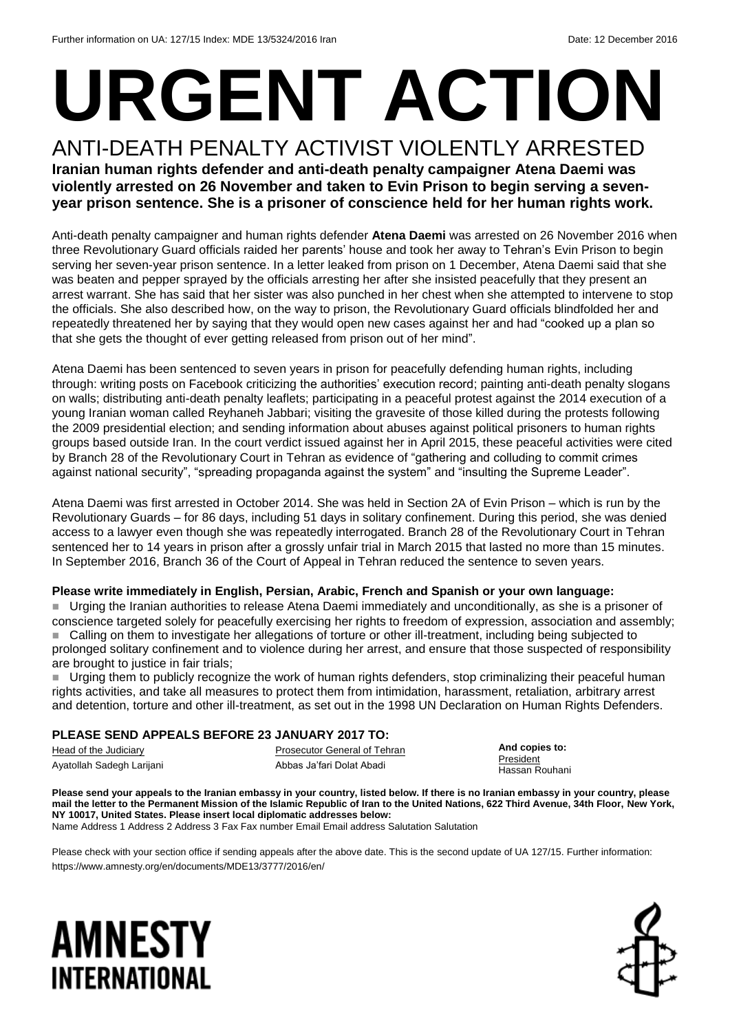Further information on UA: 127/15 Index: MDE 13/5324/2016 Iran Date: 12 December 2016

# URGENT ACTION

## ANTI-DEATH PENALTY ACTIVIST VIOLENTLY ARRESTED

**Iranian human rights defender and anti-death penalty campaigner Atena Daemi was violently arrested on 26 November and taken to Evin Prison to begin serving a seven-year prison sentence. She is a prisoner of conscience held for her human rights work.**

Anti-death penalty campaigner and human rights defender **Atena Daemi** was arrested on 26 November 2016 when three Revolutionary Guard officials raided her parents' house and took her away to Tehran's Evin Prison to begin serving her seven-year prison sentence. In a letter leaked from prison on 1 December, Atena Daemi said that she was beaten and pepper sprayed by the officials arresting her after she insisted peacefully that they present an arrest warrant. She has said that her sister was also punched in her chest when she attempted to intervene to stop the officials. She also described how, on the way to prison, the Revolutionary Guard officials blindfolded her and repeatedly threatened her by saying that they would open new cases against her and had "cooked up a plan so that she gets the thought of ever getting released from prison out of her mind".

Atena Daemi has been sentenced to seven years in prison for peacefully defending human rights, including through: writing posts on Facebook criticizing the authorities' execution record; painting anti-death penalty slogans on walls; distributing anti-death penalty leaflets; participating in a peaceful protest against the 2014 execution of a young Iranian woman called Reyhaneh Jabbari; visiting the gravesite of those killed during the protests following the 2009 presidential election; and sending information about abuses against political prisoners to human rights groups based outside Iran. In the court verdict issued against her in April 2015, these peaceful activities were cited by Branch 28 of the Revolutionary Court in Tehran as evidence of "gathering and colluding to commit crimes against national security", "spreading propaganda against the system" and "insulting the Supreme Leader".

Atena Daemi was first arrested in October 2014. She was held in Section 2A of Evin Prison – which is run by the Revolutionary Guards – for 86 days, including 51 days in solitary confinement. During this period, she was denied access to a lawyer even though she was repeatedly interrogated. Branch 28 of the Revolutionary Court in Tehran sentenced her to 14 years in prison after a grossly unfair trial in March 2015 that lasted no more than 15 minutes. In September 2016, Branch 36 of the Court of Appeal in Tehran reduced the sentence to seven years.

**Please write immediately in English, Persian, Arabic, French and Spanish or your own language:**

- Urging the Iranian authorities to release Atena Daemi immediately and unconditionally, as she is a prisoner of conscience targeted solely for peacefully exercising her rights to freedom of expression, association and assembly;
- Calling on them to investigate her allegations of torture or other ill-treatment, including being subjected to prolonged solitary confinement and to violence during her arrest, and ensure that those suspected of responsibility are brought to justice in fair trials;
- Urging them to publicly recognize the work of human rights defenders, stop criminalizing their peaceful human rights activities, and take all measures to protect them from intimidation, harassment, retaliation, arbitrary arrest and detention, torture and other ill-treatment, as set out in the 1998 UN Declaration on Human Rights Defenders.

**PLEASE SEND APPEALS BEFORE 23 JANUARY 2017 TO:**

Head of the Judiciary
Ayatollah Sadegh Larijani

Prosecutor General of Tehran
Abbas Ja'fari Dolat Abadi

**And copies to:**
President
Hassan Rouhani

**Please send your appeals to the Iranian embassy in your country, listed below. If there is no Iranian embassy in your country, please mail the letter to the Permanent Mission of the Islamic Republic of Iran to the United Nations, 622 Third Avenue, 34th Floor, New York, NY 10017, United States. Please insert local diplomatic addresses below:**
Name Address 1 Address 2 Address 3 Fax Fax number Email Email address Salutation Salutation

Please check with your section office if sending appeals after the above date. This is the second update of UA 127/15. Further information: https://www.amnesty.org/en/documents/MDE13/3777/2016/en/

AMNESTY INTERNATIONAL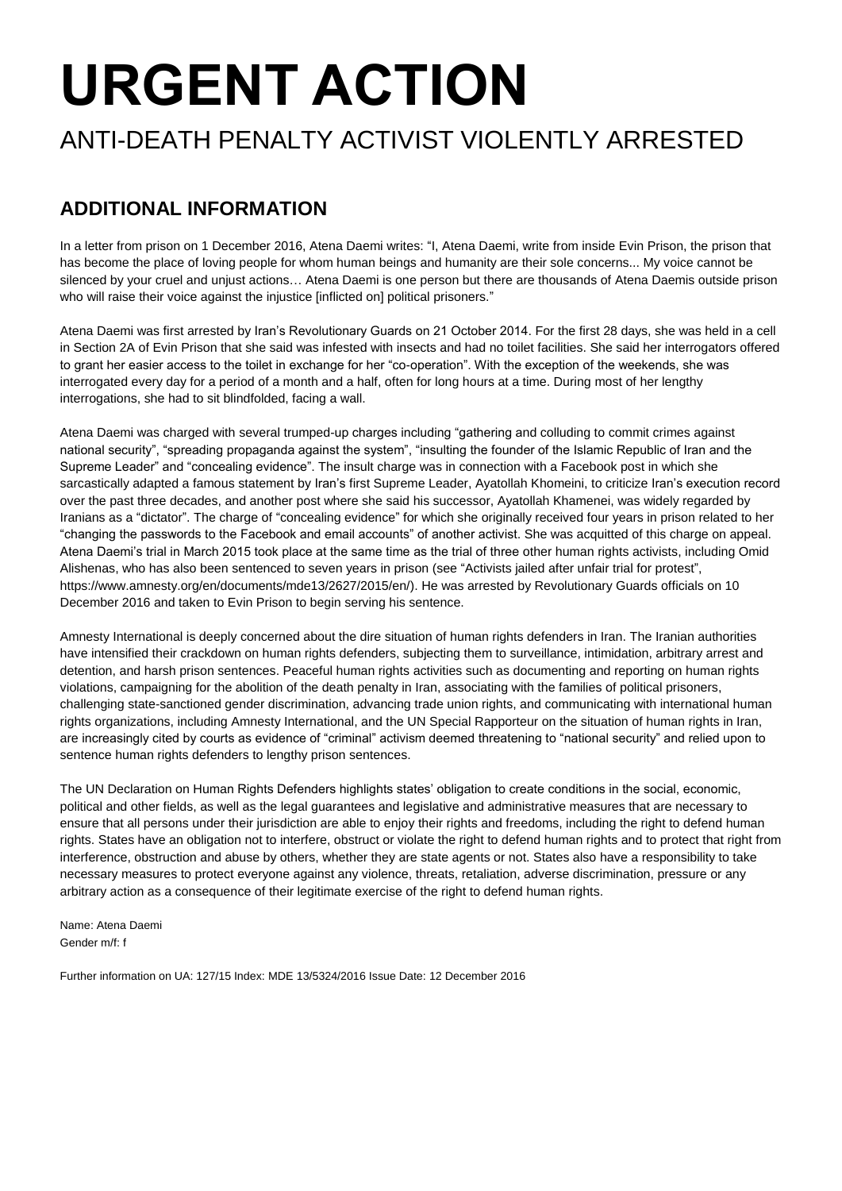# URGENT ACTION

ANTI-DEATH PENALTY ACTIVIST VIOLENTLY ARRESTED

## ADDITIONAL INFORMATION

In a letter from prison on 1 December 2016, Atena Daemi writes: "I, Atena Daemi, write from inside Evin Prison, the prison that has become the place of loving people for whom human beings and humanity are their sole concerns... My voice cannot be silenced by your cruel and unjust actions… Atena Daemi is one person but there are thousands of Atena Daemis outside prison who will raise their voice against the injustice [inflicted on] political prisoners."

Atena Daemi was first arrested by Iran's Revolutionary Guards on 21 October 2014. For the first 28 days, she was held in a cell in Section 2A of Evin Prison that she said was infested with insects and had no toilet facilities. She said her interrogators offered to grant her easier access to the toilet in exchange for her "co-operation". With the exception of the weekends, she was interrogated every day for a period of a month and a half, often for long hours at a time. During most of her lengthy interrogations, she had to sit blindfolded, facing a wall.

Atena Daemi was charged with several trumped-up charges including "gathering and colluding to commit crimes against national security", "spreading propaganda against the system", "insulting the founder of the Islamic Republic of Iran and the Supreme Leader" and "concealing evidence". The insult charge was in connection with a Facebook post in which she sarcastically adapted a famous statement by Iran's first Supreme Leader, Ayatollah Khomeini, to criticize Iran's execution record over the past three decades, and another post where she said his successor, Ayatollah Khamenei, was widely regarded by Iranians as a "dictator". The charge of "concealing evidence" for which she originally received four years in prison related to her "changing the passwords to the Facebook and email accounts" of another activist. She was acquitted of this charge on appeal. Atena Daemi's trial in March 2015 took place at the same time as the trial of three other human rights activists, including Omid Alishenas, who has also been sentenced to seven years in prison (see "Activists jailed after unfair trial for protest", https://www.amnesty.org/en/documents/mde13/2627/2015/en/). He was arrested by Revolutionary Guards officials on 10 December 2016 and taken to Evin Prison to begin serving his sentence.

Amnesty International is deeply concerned about the dire situation of human rights defenders in Iran. The Iranian authorities have intensified their crackdown on human rights defenders, subjecting them to surveillance, intimidation, arbitrary arrest and detention, and harsh prison sentences. Peaceful human rights activities such as documenting and reporting on human rights violations, campaigning for the abolition of the death penalty in Iran, associating with the families of political prisoners, challenging state-sanctioned gender discrimination, advancing trade union rights, and communicating with international human rights organizations, including Amnesty International, and the UN Special Rapporteur on the situation of human rights in Iran, are increasingly cited by courts as evidence of "criminal" activism deemed threatening to "national security" and relied upon to sentence human rights defenders to lengthy prison sentences.

The UN Declaration on Human Rights Defenders highlights states' obligation to create conditions in the social, economic, political and other fields, as well as the legal guarantees and legislative and administrative measures that are necessary to ensure that all persons under their jurisdiction are able to enjoy their rights and freedoms, including the right to defend human rights. States have an obligation not to interfere, obstruct or violate the right to defend human rights and to protect that right from interference, obstruction and abuse by others, whether they are state agents or not. States also have a responsibility to take necessary measures to protect everyone against any violence, threats, retaliation, adverse discrimination, pressure or any arbitrary action as a consequence of their legitimate exercise of the right to defend human rights.

Name: Atena Daemi
Gender m/f: f

Further information on UA: 127/15 Index: MDE 13/5324/2016 Issue Date: 12 December 2016